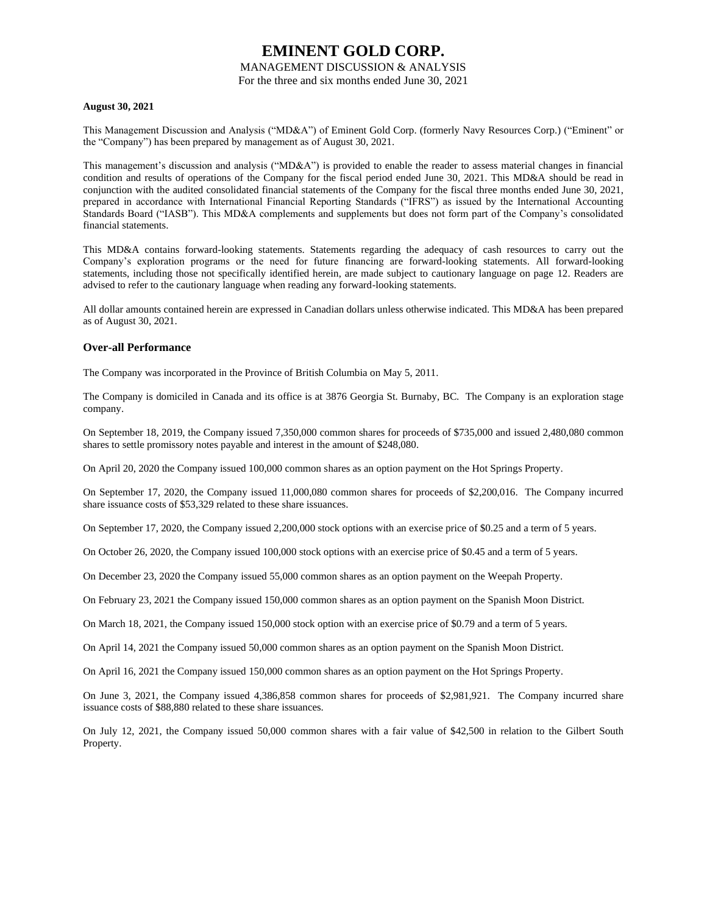# EMINENT GOLD CORP.

MANAGEMENT DISCUSSION & ANALYSIS

For the three and six months ended June 30, 2021

**August 30, 2021**

This Management Discussion and Analysis ("MD&A") of Eminent Gold Corp. (formerly Navy Resources Corp.) ("Eminent" or the "Company") has been prepared by management as of August 30, 2021.

This management's discussion and analysis ("MD&A") is provided to enable the reader to assess material changes in financial condition and results of operations of the Company for the fiscal period ended June 30, 2021. This MD&A should be read in conjunction with the audited consolidated financial statements of the Company for the fiscal three months ended June 30, 2021, prepared in accordance with International Financial Reporting Standards ("IFRS") as issued by the International Accounting Standards Board ("IASB"). This MD&A complements and supplements but does not form part of the Company's consolidated financial statements.

This MD&A contains forward-looking statements. Statements regarding the adequacy of cash resources to carry out the Company's exploration programs or the need for future financing are forward-looking statements. All forward-looking statements, including those not specifically identified herein, are made subject to cautionary language on page 12. Readers are advised to refer to the cautionary language when reading any forward-looking statements.

All dollar amounts contained herein are expressed in Canadian dollars unless otherwise indicated. This MD&A has been prepared as of August 30, 2021.

## Over-all Performance

The Company was incorporated in the Province of British Columbia on May 5, 2011.

The Company is domiciled in Canada and its office is at 3876 Georgia St. Burnaby, BC. The Company is an exploration stage company.

On September 18, 2019, the Company issued 7,350,000 common shares for proceeds of $735,000 and issued 2,480,080 common shares to settle promissory notes payable and interest in the amount of $248,080.

On April 20, 2020 the Company issued 100,000 common shares as an option payment on the Hot Springs Property.

On September 17, 2020, the Company issued 11,000,080 common shares for proceeds of $2,200,016. The Company incurred share issuance costs of $53,329 related to these share issuances.

On September 17, 2020, the Company issued 2,200,000 stock options with an exercise price of $0.25 and a term of 5 years.

On October 26, 2020, the Company issued 100,000 stock options with an exercise price of $0.45 and a term of 5 years.

On December 23, 2020 the Company issued 55,000 common shares as an option payment on the Weepah Property.

On February 23, 2021 the Company issued 150,000 common shares as an option payment on the Spanish Moon District.

On March 18, 2021, the Company issued 150,000 stock option with an exercise price of $0.79 and a term of 5 years.

On April 14, 2021 the Company issued 50,000 common shares as an option payment on the Spanish Moon District.

On April 16, 2021 the Company issued 150,000 common shares as an option payment on the Hot Springs Property.

On June 3, 2021, the Company issued 4,386,858 common shares for proceeds of $2,981,921. The Company incurred share issuance costs of $88,880 related to these share issuances.

On July 12, 2021, the Company issued 50,000 common shares with a fair value of $42,500 in relation to the Gilbert South Property.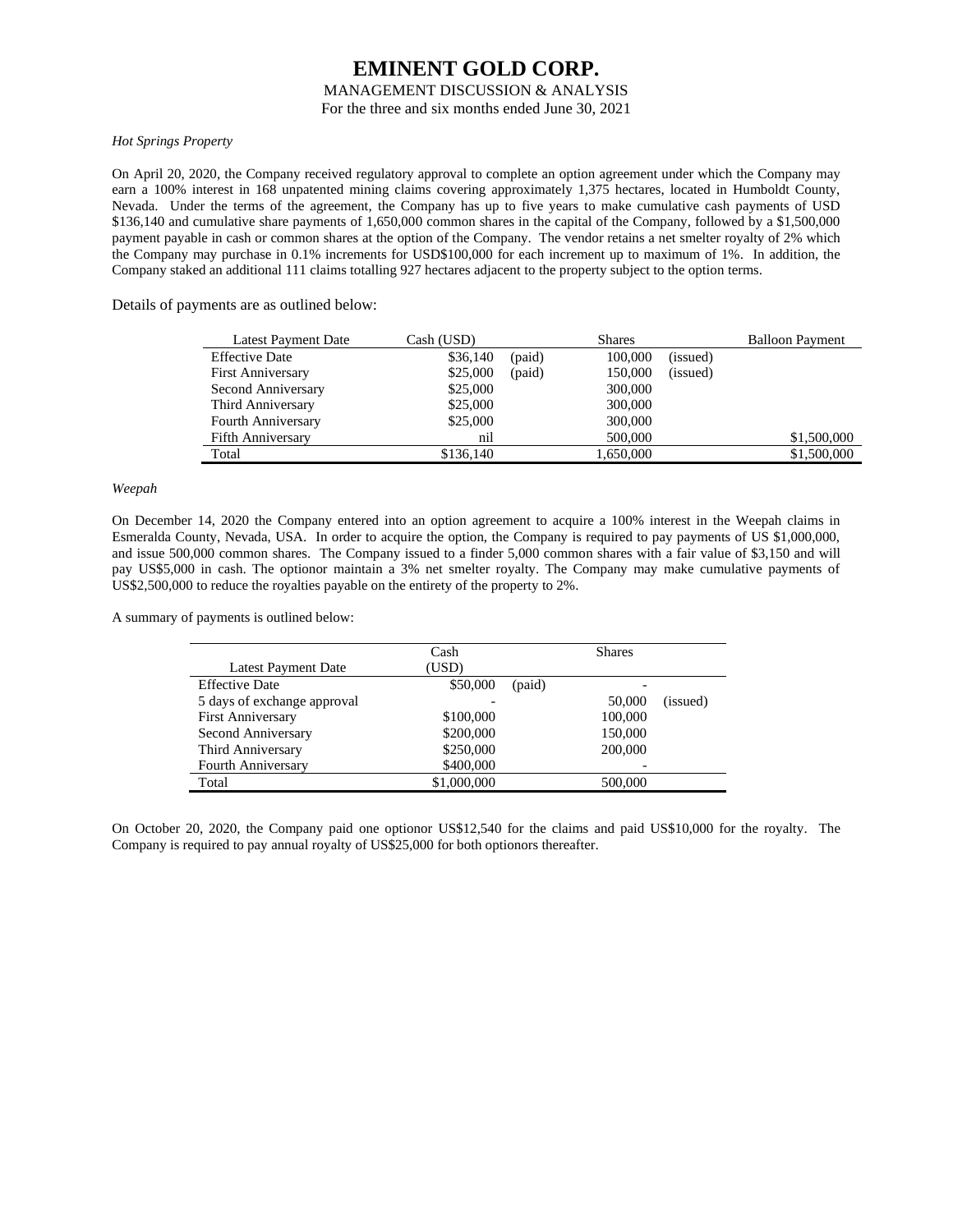*Hot Springs Property*

On April 20, 2020, the Company received regulatory approval to complete an option agreement under which the Company may earn a 100% interest in 168 unpatented mining claims covering approximately 1,375 hectares, located in Humboldt County, Nevada. Under the terms of the agreement, the Company has up to five years to make cumulative cash payments of USD $136,140 and cumulative share payments of 1,650,000 common shares in the capital of the Company, followed by a $1,500,000 payment payable in cash or common shares at the option of the Company. The vendor retains a net smelter royalty of 2% which the Company may purchase in 0.1% increments for USD$100,000 for each increment up to maximum of 1%. In addition, the Company staked an additional 111 claims totalling 927 hectares adjacent to the property subject to the option terms.

Details of payments are as outlined below:

| Latest Payment Date | Cash (USD) | | Shares | | Balloon Payment |
|---|---|---|---|---|---|
| Effective Date | $36,140 | (paid) | 100,000 | (issued) | |
| First Anniversary | $25,000 | (paid) | 150,000 | (issued) | |
| Second Anniversary | $25,000 | | 300,000 | | |
| Third Anniversary | $25,000 | | 300,000 | | |
| Fourth Anniversary | $25,000 | | 300,000 | | |
| Fifth Anniversary | nil | | 500,000 | | $1,500,000 |
| Total | $136,140 | | 1,650,000 | | $1,500,000 |

*Weepah*

On December 14, 2020 the Company entered into an option agreement to acquire a 100% interest in the Weepah claims in Esmeralda County, Nevada, USA. In order to acquire the option, the Company is required to pay payments of US $1,000,000, and issue 500,000 common shares. The Company issued to a finder 5,000 common shares with a fair value of $3,150 and will pay US$5,000 in cash. The optionor maintain a 3% net smelter royalty. The Company may make cumulative payments of US$2,500,000 to reduce the royalties payable on the entirety of the property to 2%.

A summary of payments is outlined below:

| Latest Payment Date | Cash (USD) | | Shares | |
|---|---|---|---|---|
| Effective Date | $50,000 | (paid) | - | |
| 5 days of exchange approval | - | | 50,000 | (issued) |
| First Anniversary | $100,000 | | 100,000 | |
| Second Anniversary | $200,000 | | 150,000 | |
| Third Anniversary | $250,000 | | 200,000 | |
| Fourth Anniversary | $400,000 | | - | |
| Total | $1,000,000 | | 500,000 | |

On October 20, 2020, the Company paid one optionor US$12,540 for the claims and paid US$10,000 for the royalty. The Company is required to pay annual royalty of US$25,000 for both optionors thereafter.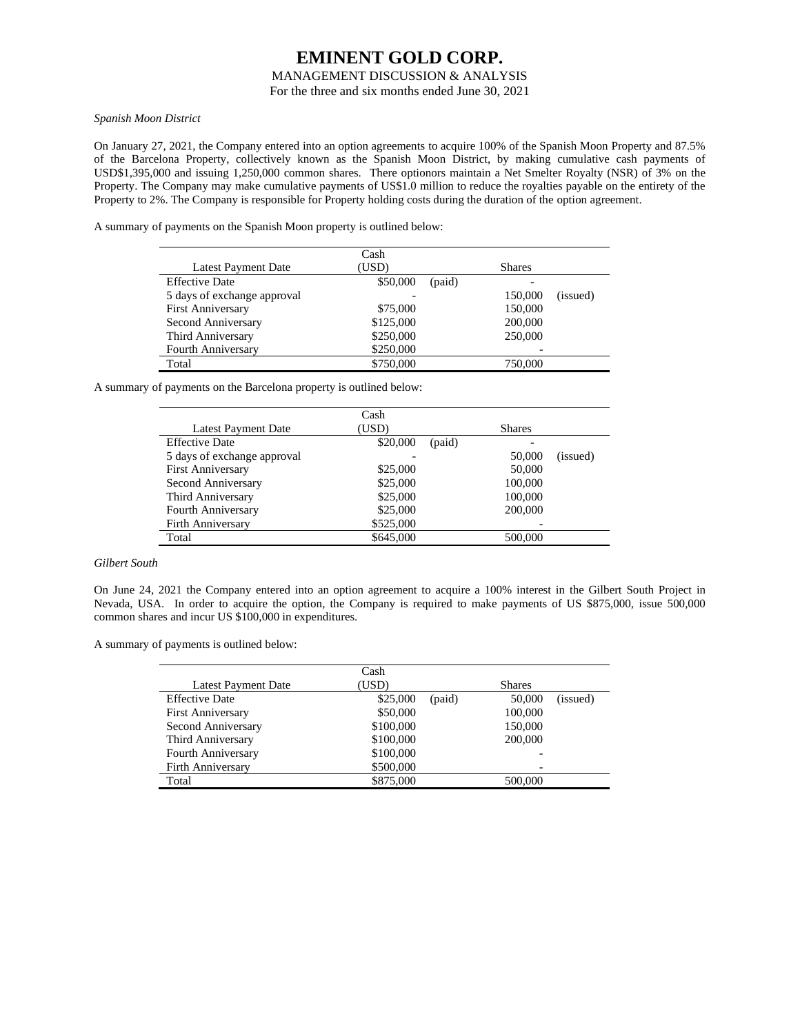*Spanish Moon District*

On January 27, 2021, the Company entered into an option agreements to acquire 100% of the Spanish Moon Property and 87.5% of the Barcelona Property, collectively known as the Spanish Moon District, by making cumulative cash payments of USD$1,395,000 and issuing 1,250,000 common shares. There optionors maintain a Net Smelter Royalty (NSR) of 3% on the Property. The Company may make cumulative payments of US$1.0 million to reduce the royalties payable on the entirety of the Property to 2%. The Company is responsible for Property holding costs during the duration of the option agreement.

A summary of payments on the Spanish Moon property is outlined below:

| Latest Payment Date | Cash (USD) | | Shares | |
|---|---|---|---|---|
| Effective Date | $50,000 | (paid) | - | |
| 5 days of exchange approval | - | | 150,000 | (issued) |
| First Anniversary | $75,000 | | 150,000 | |
| Second Anniversary | $125,000 | | 200,000 | |
| Third Anniversary | $250,000 | | 250,000 | |
| Fourth Anniversary | $250,000 | | - | |
| Total | $750,000 | | 750,000 | |

A summary of payments on the Barcelona property is outlined below:

| Latest Payment Date | Cash (USD) | | Shares | |
|---|---|---|---|---|
| Effective Date | $20,000 | (paid) | - | |
| 5 days of exchange approval | - | | 50,000 | (issued) |
| First Anniversary | $25,000 | | 50,000 | |
| Second Anniversary | $25,000 | | 100,000 | |
| Third Anniversary | $25,000 | | 100,000 | |
| Fourth Anniversary | $25,000 | | 200,000 | |
| Firth Anniversary | $525,000 | | - | |
| Total | $645,000 | | 500,000 | |

*Gilbert South*

On June 24, 2021 the Company entered into an option agreement to acquire a 100% interest in the Gilbert South Project in Nevada, USA. In order to acquire the option, the Company is required to make payments of US $875,000, issue 500,000 common shares and incur US $100,000 in expenditures.

A summary of payments is outlined below:

| Latest Payment Date | Cash (USD) | | Shares | |
|---|---|---|---|---|
| Effective Date | $25,000 | (paid) | 50,000 | (issued) |
| First Anniversary | $50,000 | | 100,000 | |
| Second Anniversary | $100,000 | | 150,000 | |
| Third Anniversary | $100,000 | | 200,000 | |
| Fourth Anniversary | $100,000 | | - | |
| Firth Anniversary | $500,000 | | - | |
| Total | $875,000 | | 500,000 | |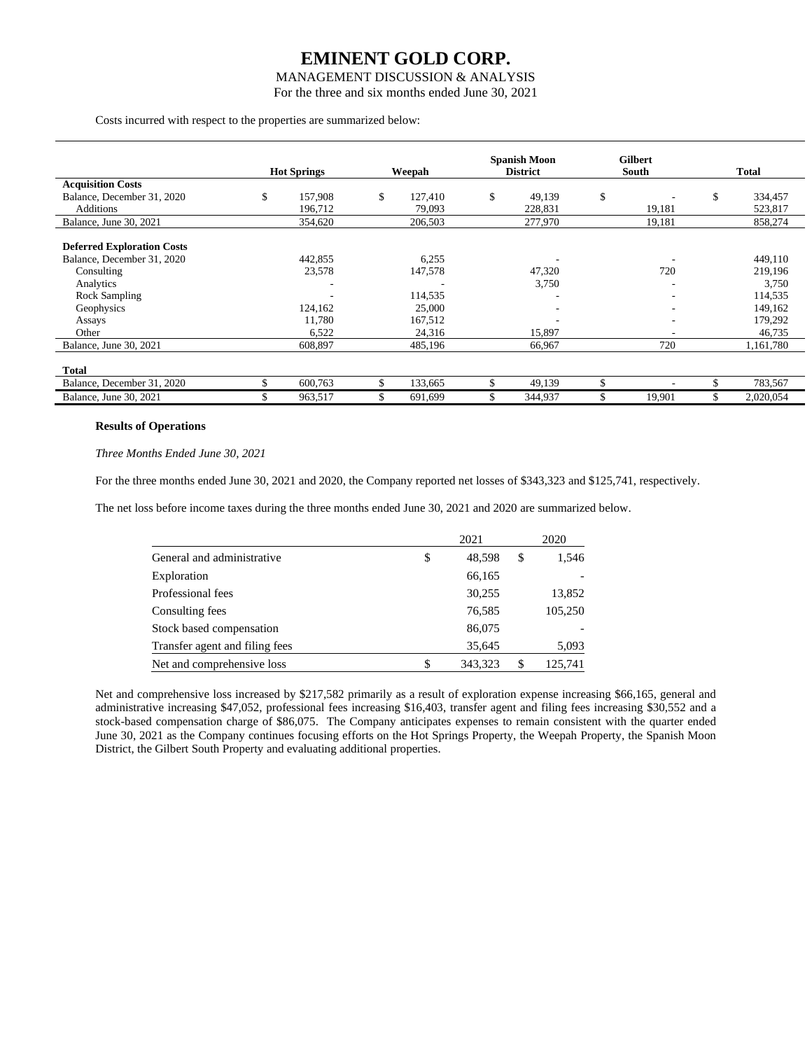Costs incurred with respect to the properties are summarized below:

| | Hot Springs | Weepah | Spanish Moon District | Gilbert South | Total |
|---|---|---|---|---|---|
| **Acquisition Costs** | | | | | |
| Balance, December 31, 2020 | $ 157,908 | $ 127,410 | $ 49,139 | $ - | $ 334,457 |
| Additions | 196,712 | 79,093 | 228,831 | 19,181 | 523,817 |
| Balance, June 30, 2021 | 354,620 | 206,503 | 277,970 | 19,181 | 858,274 |
| **Deferred Exploration Costs** | | | | | |
| Balance, December 31, 2020 | 442,855 | 6,255 | - | - | 449,110 |
| Consulting | 23,578 | 147,578 | 47,320 | 720 | 219,196 |
| Analytics | - | - | 3,750 | - | 3,750 |
| Rock Sampling | - | 114,535 | - | - | 114,535 |
| Geophysics | 124,162 | 25,000 | - | - | 149,162 |
| Assays | 11,780 | 167,512 | - | - | 179,292 |
| Other | 6,522 | 24,316 | 15,897 | - | 46,735 |
| Balance, June 30, 2021 | 608,897 | 485,196 | 66,967 | 720 | 1,161,780 |
| **Total** | | | | | |
| Balance, December 31, 2020 | $ 600,763 | $ 133,665 | $ 49,139 | $ - | $ 783,567 |
| Balance, June 30, 2021 | $ 963,517 | $ 691,699 | $ 344,937 | $ 19,901 | $ 2,020,054 |

**Results of Operations**

*Three Months Ended June 30, 2021*

For the three months ended June 30, 2021 and 2020, the Company reported net losses of $343,323 and $125,741, respectively.

The net loss before income taxes during the three months ended June 30, 2021 and 2020 are summarized below.

| | 2021 | 2020 |
|---|---|---|
| General and administrative | $ 48,598 | $ 1,546 |
| Exploration | 66,165 | - |
| Professional fees | 30,255 | 13,852 |
| Consulting fees | 76,585 | 105,250 |
| Stock based compensation | 86,075 | - |
| Transfer agent and filing fees | 35,645 | 5,093 |
| Net and comprehensive loss | $ 343,323 | $ 125,741 |

Net and comprehensive loss increased by $217,582 primarily as a result of exploration expense increasing $66,165, general and administrative increasing $47,052, professional fees increasing $16,403, transfer agent and filing fees increasing $30,552 and a stock-based compensation charge of $86,075. The Company anticipates expenses to remain consistent with the quarter ended June 30, 2021 as the Company continues focusing efforts on the Hot Springs Property, the Weepah Property, the Spanish Moon District, the Gilbert South Property and evaluating additional properties.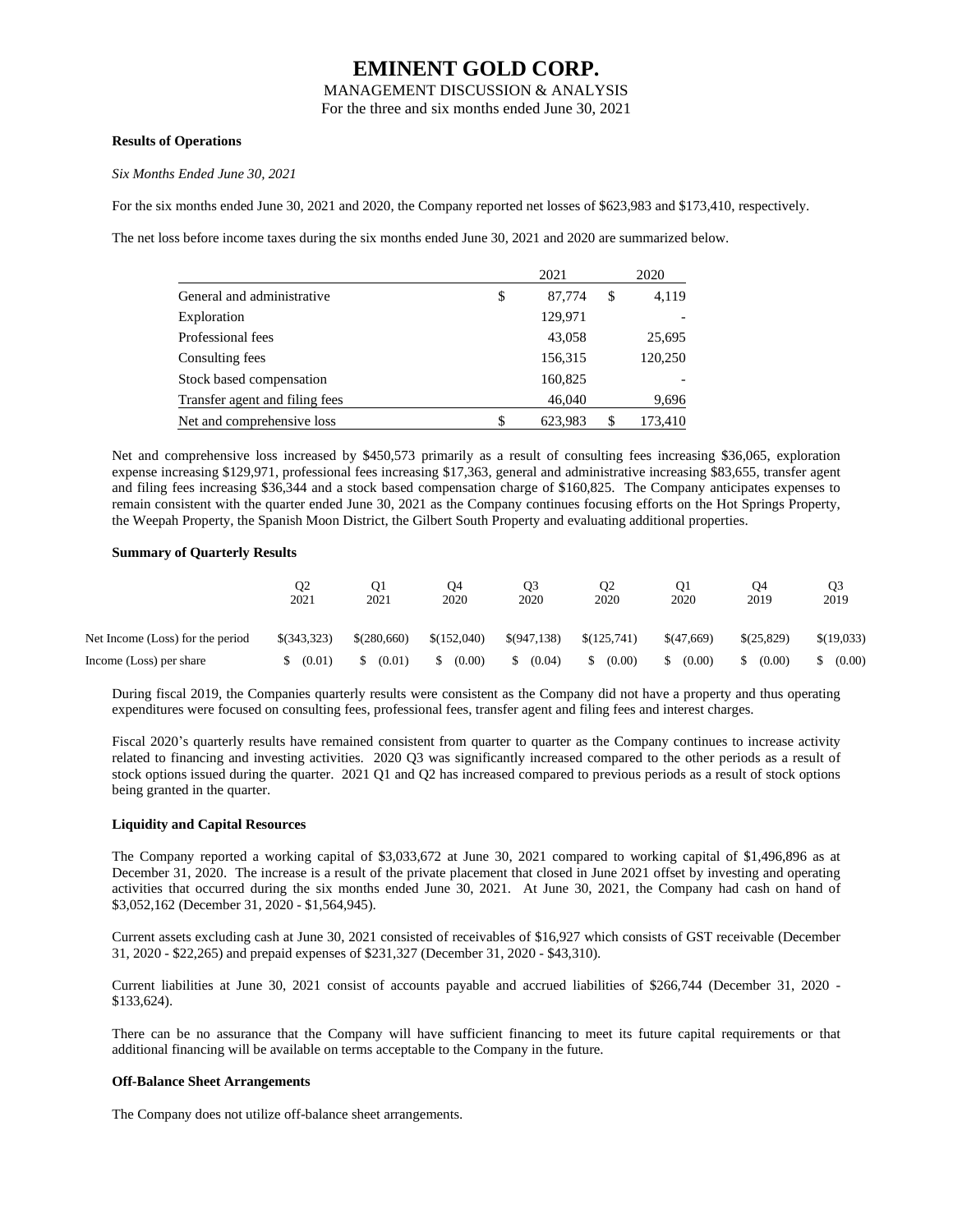### Results of Operations

*Six Months Ended June 30, 2021*

For the six months ended June 30, 2021 and 2020, the Company reported net losses of $623,983 and $173,410, respectively.

The net loss before income taxes during the six months ended June 30, 2021 and 2020 are summarized below.

| | 2021 | 2020 |
|---|---|---|
| General and administrative | $ 87,774 | $ 4,119 |
| Exploration | 129,971 | - |
| Professional fees | 43,058 | 25,695 |
| Consulting fees | 156,315 | 120,250 |
| Stock based compensation | 160,825 | - |
| Transfer agent and filing fees | 46,040 | 9,696 |
| Net and comprehensive loss | $ 623,983 | $ 173,410 |

Net and comprehensive loss increased by $450,573 primarily as a result of consulting fees increasing $36,065, exploration expense increasing $129,971, professional fees increasing $17,363, general and administrative increasing $83,655, transfer agent and filing fees increasing $36,344 and a stock based compensation charge of $160,825. The Company anticipates expenses to remain consistent with the quarter ended June 30, 2021 as the Company continues focusing efforts on the Hot Springs Property, the Weepah Property, the Spanish Moon District, the Gilbert South Property and evaluating additional properties.

### Summary of Quarterly Results

| | Q2 2021 | Q1 2021 | Q4 2020 | Q3 2020 | Q2 2020 | Q1 2020 | Q4 2019 | Q3 2019 |
|---|---|---|---|---|---|---|---|---|
| Net Income (Loss) for the period | $(343,323) | $(280,660) | $(152,040) | $(947,138) | $(125,741) | $(47,669) | $(25,829) | $(19,033) |
| Income (Loss) per share | $ (0.01) | $ (0.01) | $ (0.00) | $ (0.04) | $ (0.00) | $ (0.00) | $ (0.00) | $ (0.00) |

During fiscal 2019, the Companies quarterly results were consistent as the Company did not have a property and thus operating expenditures were focused on consulting fees, professional fees, transfer agent and filing fees and interest charges.

Fiscal 2020's quarterly results have remained consistent from quarter to quarter as the Company continues to increase activity related to financing and investing activities. 2020 Q3 was significantly increased compared to the other periods as a result of stock options issued during the quarter. 2021 Q1 and Q2 has increased compared to previous periods as a result of stock options being granted in the quarter.

### Liquidity and Capital Resources

The Company reported a working capital of $3,033,672 at June 30, 2021 compared to working capital of $1,496,896 as at December 31, 2020. The increase is a result of the private placement that closed in June 2021 offset by investing and operating activities that occurred during the six months ended June 30, 2021. At June 30, 2021, the Company had cash on hand of $3,052,162 (December 31, 2020 - $1,564,945).

Current assets excluding cash at June 30, 2021 consisted of receivables of $16,927 which consists of GST receivable (December 31, 2020 - $22,265) and prepaid expenses of $231,327 (December 31, 2020 - $43,310).

Current liabilities at June 30, 2021 consist of accounts payable and accrued liabilities of $266,744 (December 31, 2020 - $133,624).

There can be no assurance that the Company will have sufficient financing to meet its future capital requirements or that additional financing will be available on terms acceptable to the Company in the future.

### Off-Balance Sheet Arrangements

The Company does not utilize off-balance sheet arrangements.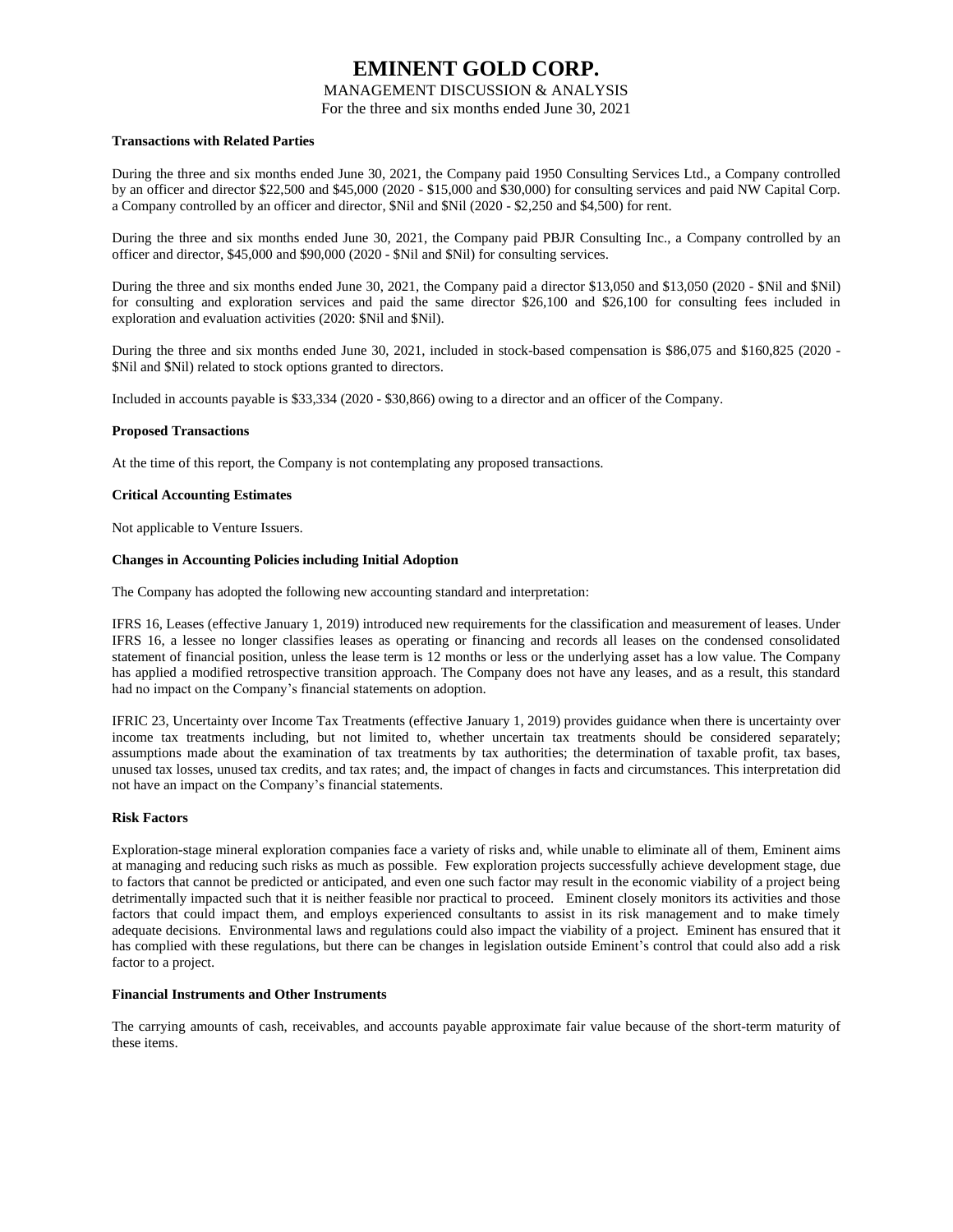**Transactions with Related Parties**

During the three and six months ended June 30, 2021, the Company paid 1950 Consulting Services Ltd., a Company controlled by an officer and director $22,500 and $45,000 (2020 - $15,000 and $30,000) for consulting services and paid NW Capital Corp. a Company controlled by an officer and director, $Nil and $Nil (2020 - $2,250 and $4,500) for rent.

During the three and six months ended June 30, 2021, the Company paid PBJR Consulting Inc., a Company controlled by an officer and director, $45,000 and $90,000 (2020 - $Nil and $Nil) for consulting services.

During the three and six months ended June 30, 2021, the Company paid a director $13,050 and $13,050 (2020 - $Nil and $Nil) for consulting and exploration services and paid the same director $26,100 and $26,100 for consulting fees included in exploration and evaluation activities (2020: $Nil and $Nil).

During the three and six months ended June 30, 2021, included in stock-based compensation is $86,075 and $160,825 (2020 - $Nil and $Nil) related to stock options granted to directors.

Included in accounts payable is $33,334 (2020 - $30,866) owing to a director and an officer of the Company.

**Proposed Transactions**

At the time of this report, the Company is not contemplating any proposed transactions.

**Critical Accounting Estimates**

Not applicable to Venture Issuers.

**Changes in Accounting Policies including Initial Adoption**

The Company has adopted the following new accounting standard and interpretation:

IFRS 16, Leases (effective January 1, 2019) introduced new requirements for the classification and measurement of leases. Under IFRS 16, a lessee no longer classifies leases as operating or financing and records all leases on the condensed consolidated statement of financial position, unless the lease term is 12 months or less or the underlying asset has a low value. The Company has applied a modified retrospective transition approach. The Company does not have any leases, and as a result, this standard had no impact on the Company's financial statements on adoption.

IFRIC 23, Uncertainty over Income Tax Treatments (effective January 1, 2019) provides guidance when there is uncertainty over income tax treatments including, but not limited to, whether uncertain tax treatments should be considered separately; assumptions made about the examination of tax treatments by tax authorities; the determination of taxable profit, tax bases, unused tax losses, unused tax credits, and tax rates; and, the impact of changes in facts and circumstances. This interpretation did not have an impact on the Company's financial statements.

**Risk Factors**

Exploration-stage mineral exploration companies face a variety of risks and, while unable to eliminate all of them, Eminent aims at managing and reducing such risks as much as possible. Few exploration projects successfully achieve development stage, due to factors that cannot be predicted or anticipated, and even one such factor may result in the economic viability of a project being detrimentally impacted such that it is neither feasible nor practical to proceed. Eminent closely monitors its activities and those factors that could impact them, and employs experienced consultants to assist in its risk management and to make timely adequate decisions. Environmental laws and regulations could also impact the viability of a project. Eminent has ensured that it has complied with these regulations, but there can be changes in legislation outside Eminent's control that could also add a risk factor to a project.

**Financial Instruments and Other Instruments**

The carrying amounts of cash, receivables, and accounts payable approximate fair value because of the short-term maturity of these items.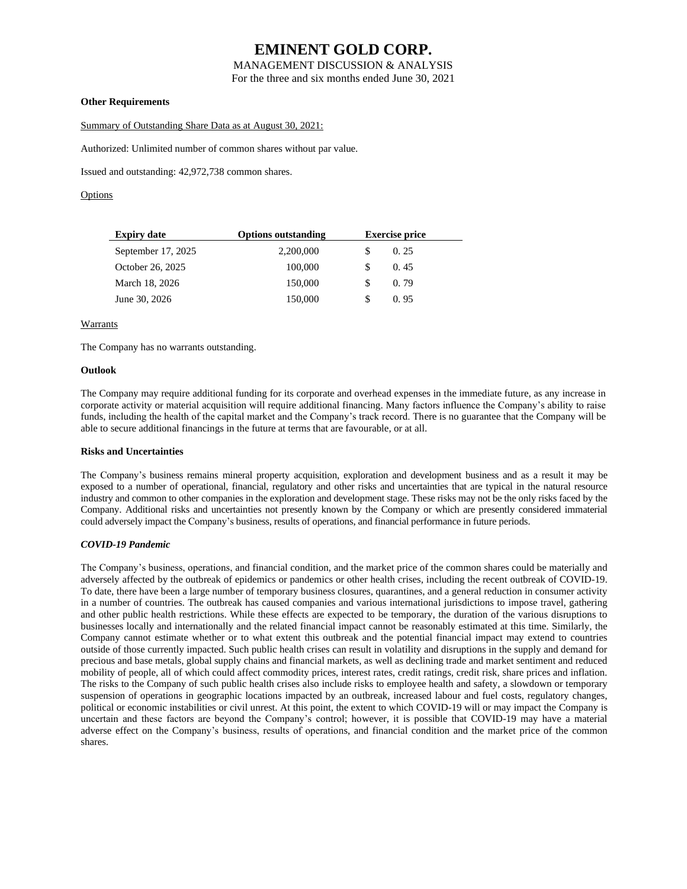**Other Requirements**

Summary of Outstanding Share Data as at August 30, 2021:

Authorized: Unlimited number of common shares without par value.

Issued and outstanding: 42,972,738 common shares.

Options

| Expiry date | Options outstanding | Exercise price |
|---|---|---|
| September 17, 2025 | 2,200,000 | $ 0. 25 |
| October 26, 2025 | 100,000 | $ 0. 45 |
| March 18, 2026 | 150,000 | $ 0. 79 |
| June 30, 2026 | 150,000 | $ 0. 95 |

Warrants

The Company has no warrants outstanding.

**Outlook**

The Company may require additional funding for its corporate and overhead expenses in the immediate future, as any increase in corporate activity or material acquisition will require additional financing. Many factors influence the Company's ability to raise funds, including the health of the capital market and the Company's track record. There is no guarantee that the Company will be able to secure additional financings in the future at terms that are favourable, or at all.

**Risks and Uncertainties**

The Company's business remains mineral property acquisition, exploration and development business and as a result it may be exposed to a number of operational, financial, regulatory and other risks and uncertainties that are typical in the natural resource industry and common to other companies in the exploration and development stage. These risks may not be the only risks faced by the Company. Additional risks and uncertainties not presently known by the Company or which are presently considered immaterial could adversely impact the Company's business, results of operations, and financial performance in future periods.

***COVID-19 Pandemic***

The Company's business, operations, and financial condition, and the market price of the common shares could be materially and adversely affected by the outbreak of epidemics or pandemics or other health crises, including the recent outbreak of COVID-19. To date, there have been a large number of temporary business closures, quarantines, and a general reduction in consumer activity in a number of countries. The outbreak has caused companies and various international jurisdictions to impose travel, gathering and other public health restrictions. While these effects are expected to be temporary, the duration of the various disruptions to businesses locally and internationally and the related financial impact cannot be reasonably estimated at this time. Similarly, the Company cannot estimate whether or to what extent this outbreak and the potential financial impact may extend to countries outside of those currently impacted. Such public health crises can result in volatility and disruptions in the supply and demand for precious and base metals, global supply chains and financial markets, as well as declining trade and market sentiment and reduced mobility of people, all of which could affect commodity prices, interest rates, credit ratings, credit risk, share prices and inflation. The risks to the Company of such public health crises also include risks to employee health and safety, a slowdown or temporary suspension of operations in geographic locations impacted by an outbreak, increased labour and fuel costs, regulatory changes, political or economic instabilities or civil unrest. At this point, the extent to which COVID-19 will or may impact the Company is uncertain and these factors are beyond the Company's control; however, it is possible that COVID-19 may have a material adverse effect on the Company's business, results of operations, and financial condition and the market price of the common shares.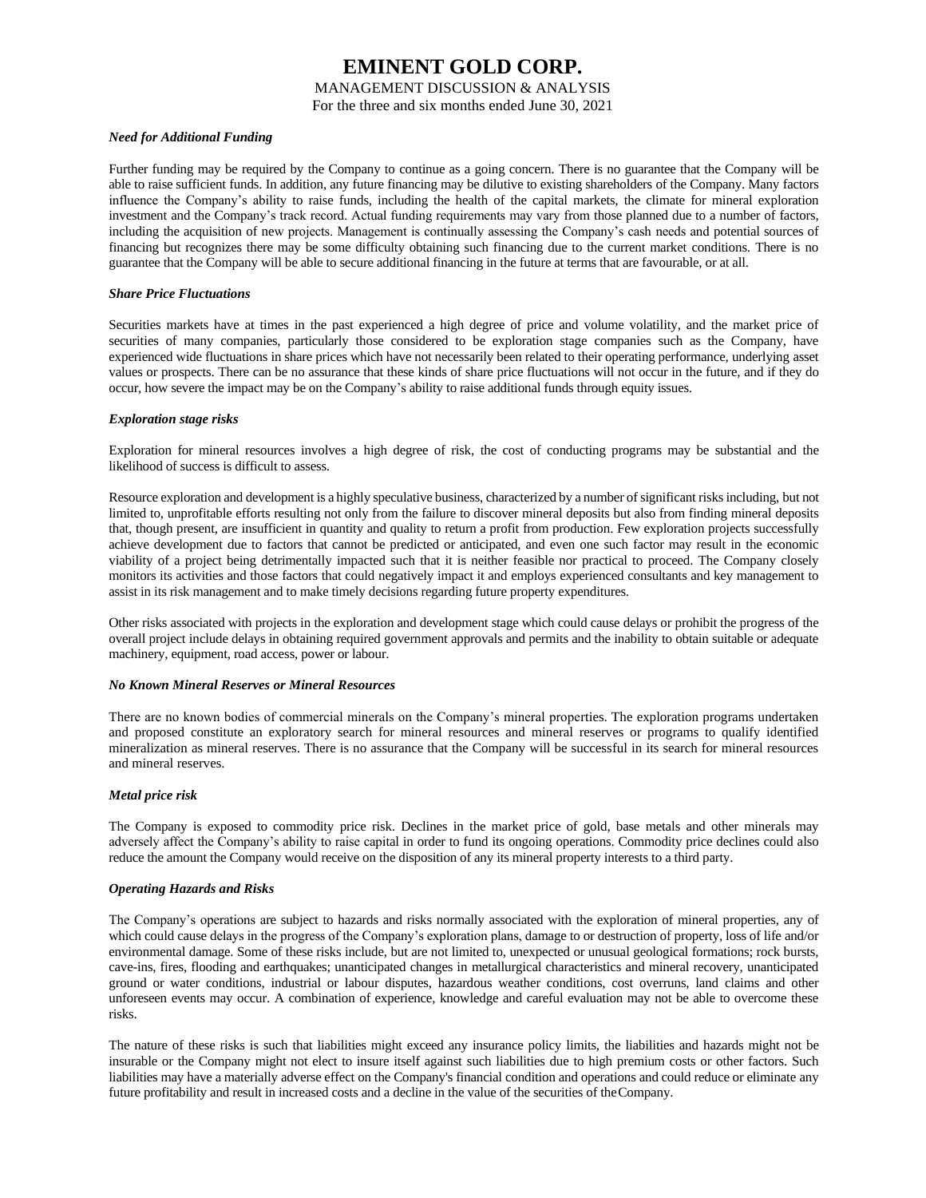### *Need for Additional Funding*

Further funding may be required by the Company to continue as a going concern. There is no guarantee that the Company will be able to raise sufficient funds. In addition, any future financing may be dilutive to existing shareholders of the Company. Many factors influence the Company's ability to raise funds, including the health of the capital markets, the climate for mineral exploration investment and the Company's track record. Actual funding requirements may vary from those planned due to a number of factors, including the acquisition of new projects. Management is continually assessing the Company's cash needs and potential sources of financing but recognizes there may be some difficulty obtaining such financing due to the current market conditions. There is no guarantee that the Company will be able to secure additional financing in the future at terms that are favourable, or at all.

### *Share Price Fluctuations*

Securities markets have at times in the past experienced a high degree of price and volume volatility, and the market price of securities of many companies, particularly those considered to be exploration stage companies such as the Company, have experienced wide fluctuations in share prices which have not necessarily been related to their operating performance, underlying asset values or prospects. There can be no assurance that these kinds of share price fluctuations will not occur in the future, and if they do occur, how severe the impact may be on the Company's ability to raise additional funds through equity issues.

### *Exploration stage risks*

Exploration for mineral resources involves a high degree of risk, the cost of conducting programs may be substantial and the likelihood of success is difficult to assess.

Resource exploration and development is a highly speculative business, characterized by a number of significant risks including, but not limited to, unprofitable efforts resulting not only from the failure to discover mineral deposits but also from finding mineral deposits that, though present, are insufficient in quantity and quality to return a profit from production. Few exploration projects successfully achieve development due to factors that cannot be predicted or anticipated, and even one such factor may result in the economic viability of a project being detrimentally impacted such that it is neither feasible nor practical to proceed. The Company closely monitors its activities and those factors that could negatively impact it and employs experienced consultants and key management to assist in its risk management and to make timely decisions regarding future property expenditures.

Other risks associated with projects in the exploration and development stage which could cause delays or prohibit the progress of the overall project include delays in obtaining required government approvals and permits and the inability to obtain suitable or adequate machinery, equipment, road access, power or labour.

### *No Known Mineral Reserves or Mineral Resources*

There are no known bodies of commercial minerals on the Company's mineral properties. The exploration programs undertaken and proposed constitute an exploratory search for mineral resources and mineral reserves or programs to qualify identified mineralization as mineral reserves. There is no assurance that the Company will be successful in its search for mineral resources and mineral reserves.

### *Metal price risk*

The Company is exposed to commodity price risk. Declines in the market price of gold, base metals and other minerals may adversely affect the Company's ability to raise capital in order to fund its ongoing operations. Commodity price declines could also reduce the amount the Company would receive on the disposition of any its mineral property interests to a third party.

### *Operating Hazards and Risks*

The Company's operations are subject to hazards and risks normally associated with the exploration of mineral properties, any of which could cause delays in the progress of the Company's exploration plans, damage to or destruction of property, loss of life and/or environmental damage. Some of these risks include, but are not limited to, unexpected or unusual geological formations; rock bursts, cave-ins, fires, flooding and earthquakes; unanticipated changes in metallurgical characteristics and mineral recovery, unanticipated ground or water conditions, industrial or labour disputes, hazardous weather conditions, cost overruns, land claims and other unforeseen events may occur. A combination of experience, knowledge and careful evaluation may not be able to overcome these risks.

The nature of these risks is such that liabilities might exceed any insurance policy limits, the liabilities and hazards might not be insurable or the Company might not elect to insure itself against such liabilities due to high premium costs or other factors. Such liabilities may have a materially adverse effect on the Company's financial condition and operations and could reduce or eliminate any future profitability and result in increased costs and a decline in the value of the securities of the Company.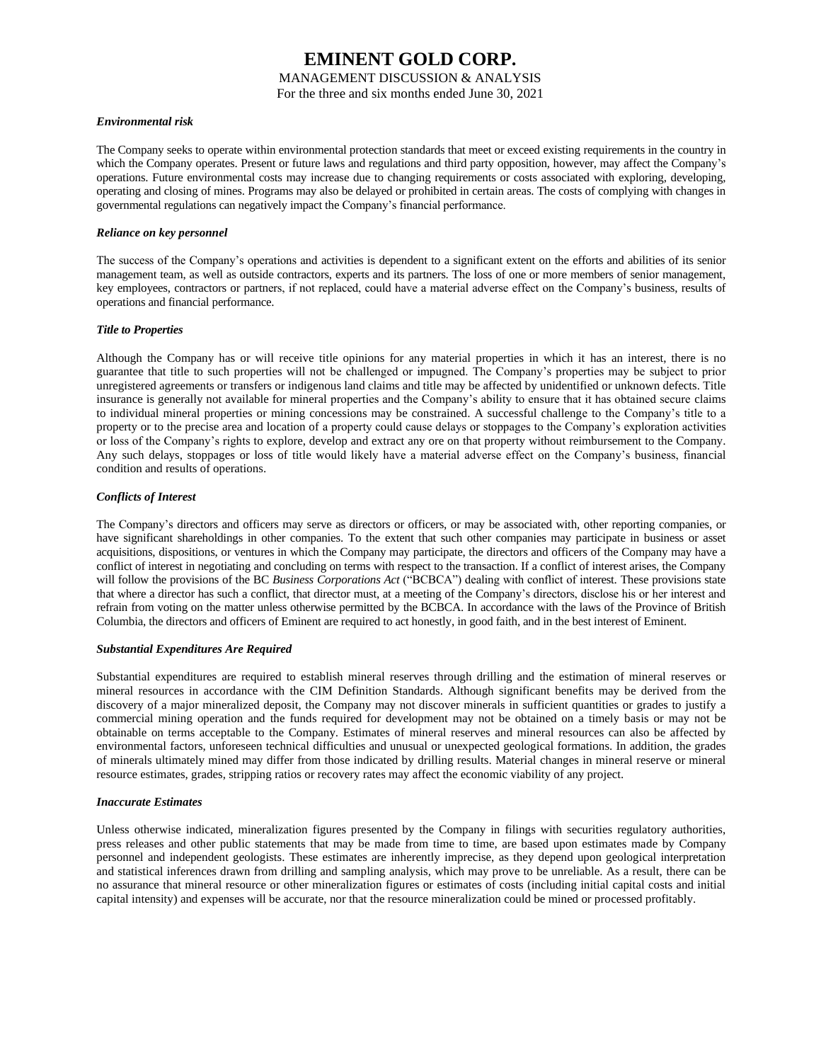***Environmental risk***

The Company seeks to operate within environmental protection standards that meet or exceed existing requirements in the country in which the Company operates. Present or future laws and regulations and third party opposition, however, may affect the Company's operations. Future environmental costs may increase due to changing requirements or costs associated with exploring, developing, operating and closing of mines. Programs may also be delayed or prohibited in certain areas. The costs of complying with changes in governmental regulations can negatively impact the Company's financial performance.

***Reliance on key personnel***

The success of the Company's operations and activities is dependent to a significant extent on the efforts and abilities of its senior management team, as well as outside contractors, experts and its partners. The loss of one or more members of senior management, key employees, contractors or partners, if not replaced, could have a material adverse effect on the Company's business, results of operations and financial performance.

***Title to Properties***

Although the Company has or will receive title opinions for any material properties in which it has an interest, there is no guarantee that title to such properties will not be challenged or impugned. The Company's properties may be subject to prior unregistered agreements or transfers or indigenous land claims and title may be affected by unidentified or unknown defects. Title insurance is generally not available for mineral properties and the Company's ability to ensure that it has obtained secure claims to individual mineral properties or mining concessions may be constrained. A successful challenge to the Company's title to a property or to the precise area and location of a property could cause delays or stoppages to the Company's exploration activities or loss of the Company's rights to explore, develop and extract any ore on that property without reimbursement to the Company. Any such delays, stoppages or loss of title would likely have a material adverse effect on the Company's business, financial condition and results of operations.

***Conflicts of Interest***

The Company's directors and officers may serve as directors or officers, or may be associated with, other reporting companies, or have significant shareholdings in other companies. To the extent that such other companies may participate in business or asset acquisitions, dispositions, or ventures in which the Company may participate, the directors and officers of the Company may have a conflict of interest in negotiating and concluding on terms with respect to the transaction. If a conflict of interest arises, the Company will follow the provisions of the BC *Business Corporations Act* ("BCBCA") dealing with conflict of interest. These provisions state that where a director has such a conflict, that director must, at a meeting of the Company's directors, disclose his or her interest and refrain from voting on the matter unless otherwise permitted by the BCBCA. In accordance with the laws of the Province of British Columbia, the directors and officers of Eminent are required to act honestly, in good faith, and in the best interest of Eminent.

***Substantial Expenditures Are Required***

Substantial expenditures are required to establish mineral reserves through drilling and the estimation of mineral reserves or mineral resources in accordance with the CIM Definition Standards. Although significant benefits may be derived from the discovery of a major mineralized deposit, the Company may not discover minerals in sufficient quantities or grades to justify a commercial mining operation and the funds required for development may not be obtained on a timely basis or may not be obtainable on terms acceptable to the Company. Estimates of mineral reserves and mineral resources can also be affected by environmental factors, unforeseen technical difficulties and unusual or unexpected geological formations. In addition, the grades of minerals ultimately mined may differ from those indicated by drilling results. Material changes in mineral reserve or mineral resource estimates, grades, stripping ratios or recovery rates may affect the economic viability of any project.

***Inaccurate Estimates***

Unless otherwise indicated, mineralization figures presented by the Company in filings with securities regulatory authorities, press releases and other public statements that may be made from time to time, are based upon estimates made by Company personnel and independent geologists. These estimates are inherently imprecise, as they depend upon geological interpretation and statistical inferences drawn from drilling and sampling analysis, which may prove to be unreliable. As a result, there can be no assurance that mineral resource or other mineralization figures or estimates of costs (including initial capital costs and initial capital intensity) and expenses will be accurate, nor that the resource mineralization could be mined or processed profitably.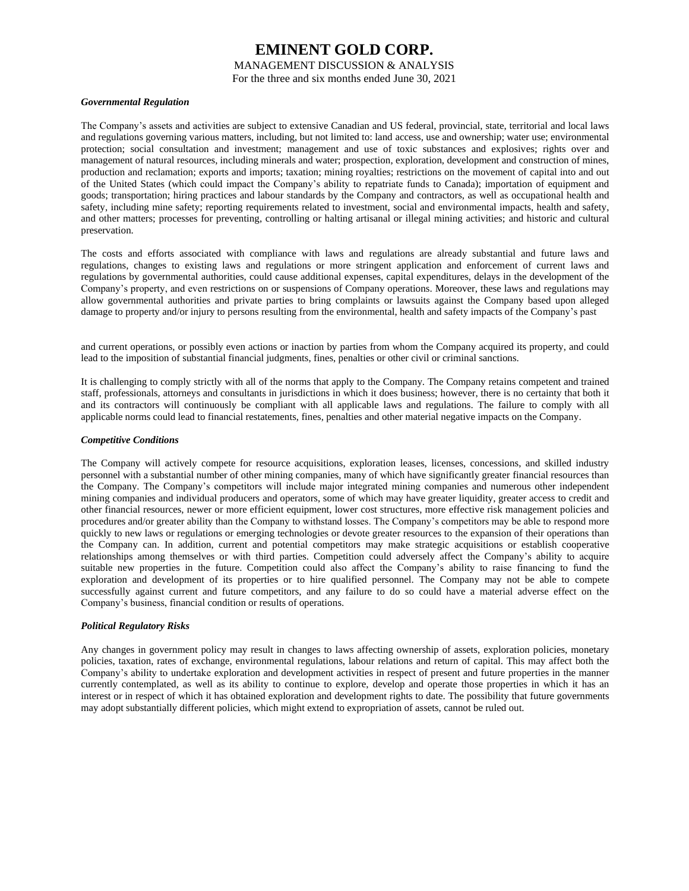***Governmental Regulation***

The Company's assets and activities are subject to extensive Canadian and US federal, provincial, state, territorial and local laws and regulations governing various matters, including, but not limited to: land access, use and ownership; water use; environmental protection; social consultation and investment; management and use of toxic substances and explosives; rights over and management of natural resources, including minerals and water; prospection, exploration, development and construction of mines, production and reclamation; exports and imports; taxation; mining royalties; restrictions on the movement of capital into and out of the United States (which could impact the Company's ability to repatriate funds to Canada); importation of equipment and goods; transportation; hiring practices and labour standards by the Company and contractors, as well as occupational health and safety, including mine safety; reporting requirements related to investment, social and environmental impacts, health and safety, and other matters; processes for preventing, controlling or halting artisanal or illegal mining activities; and historic and cultural preservation.

The costs and efforts associated with compliance with laws and regulations are already substantial and future laws and regulations, changes to existing laws and regulations or more stringent application and enforcement of current laws and regulations by governmental authorities, could cause additional expenses, capital expenditures, delays in the development of the Company's property, and even restrictions on or suspensions of Company operations. Moreover, these laws and regulations may allow governmental authorities and private parties to bring complaints or lawsuits against the Company based upon alleged damage to property and/or injury to persons resulting from the environmental, health and safety impacts of the Company's past and current operations, or possibly even actions or inaction by parties from whom the Company acquired its property, and could lead to the imposition of substantial financial judgments, fines, penalties or other civil or criminal sanctions.

It is challenging to comply strictly with all of the norms that apply to the Company. The Company retains competent and trained staff, professionals, attorneys and consultants in jurisdictions in which it does business; however, there is no certainty that both it and its contractors will continuously be compliant with all applicable laws and regulations. The failure to comply with all applicable norms could lead to financial restatements, fines, penalties and other material negative impacts on the Company.

***Competitive Conditions***

The Company will actively compete for resource acquisitions, exploration leases, licenses, concessions, and skilled industry personnel with a substantial number of other mining companies, many of which have significantly greater financial resources than the Company. The Company's competitors will include major integrated mining companies and numerous other independent mining companies and individual producers and operators, some of which may have greater liquidity, greater access to credit and other financial resources, newer or more efficient equipment, lower cost structures, more effective risk management policies and procedures and/or greater ability than the Company to withstand losses. The Company's competitors may be able to respond more quickly to new laws or regulations or emerging technologies or devote greater resources to the expansion of their operations than the Company can. In addition, current and potential competitors may make strategic acquisitions or establish cooperative relationships among themselves or with third parties. Competition could adversely affect the Company's ability to acquire suitable new properties in the future. Competition could also affect the Company's ability to raise financing to fund the exploration and development of its properties or to hire qualified personnel. The Company may not be able to compete successfully against current and future competitors, and any failure to do so could have a material adverse effect on the Company's business, financial condition or results of operations.

***Political Regulatory Risks***

Any changes in government policy may result in changes to laws affecting ownership of assets, exploration policies, monetary policies, taxation, rates of exchange, environmental regulations, labour relations and return of capital. This may affect both the Company's ability to undertake exploration and development activities in respect of present and future properties in the manner currently contemplated, as well as its ability to continue to explore, develop and operate those properties in which it has an interest or in respect of which it has obtained exploration and development rights to date. The possibility that future governments may adopt substantially different policies, which might extend to expropriation of assets, cannot be ruled out.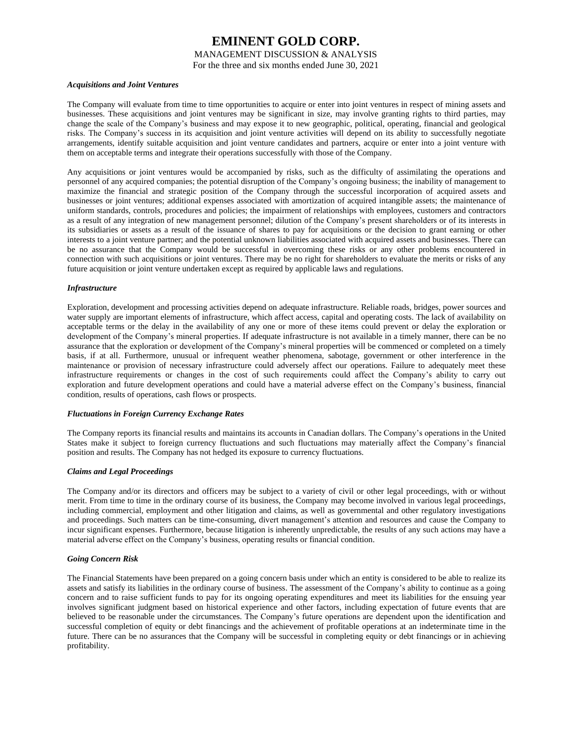***Acquisitions and Joint Ventures***

The Company will evaluate from time to time opportunities to acquire or enter into joint ventures in respect of mining assets and businesses. These acquisitions and joint ventures may be significant in size, may involve granting rights to third parties, may change the scale of the Company's business and may expose it to new geographic, political, operating, financial and geological risks. The Company's success in its acquisition and joint venture activities will depend on its ability to successfully negotiate arrangements, identify suitable acquisition and joint venture candidates and partners, acquire or enter into a joint venture with them on acceptable terms and integrate their operations successfully with those of the Company.

Any acquisitions or joint ventures would be accompanied by risks, such as the difficulty of assimilating the operations and personnel of any acquired companies; the potential disruption of the Company's ongoing business; the inability of management to maximize the financial and strategic position of the Company through the successful incorporation of acquired assets and businesses or joint ventures; additional expenses associated with amortization of acquired intangible assets; the maintenance of uniform standards, controls, procedures and policies; the impairment of relationships with employees, customers and contractors as a result of any integration of new management personnel; dilution of the Company's present shareholders or of its interests in its subsidiaries or assets as a result of the issuance of shares to pay for acquisitions or the decision to grant earning or other interests to a joint venture partner; and the potential unknown liabilities associated with acquired assets and businesses. There can be no assurance that the Company would be successful in overcoming these risks or any other problems encountered in connection with such acquisitions or joint ventures. There may be no right for shareholders to evaluate the merits or risks of any future acquisition or joint venture undertaken except as required by applicable laws and regulations.

***Infrastructure***

Exploration, development and processing activities depend on adequate infrastructure. Reliable roads, bridges, power sources and water supply are important elements of infrastructure, which affect access, capital and operating costs. The lack of availability on acceptable terms or the delay in the availability of any one or more of these items could prevent or delay the exploration or development of the Company's mineral properties. If adequate infrastructure is not available in a timely manner, there can be no assurance that the exploration or development of the Company's mineral properties will be commenced or completed on a timely basis, if at all. Furthermore, unusual or infrequent weather phenomena, sabotage, government or other interference in the maintenance or provision of necessary infrastructure could adversely affect our operations. Failure to adequately meet these infrastructure requirements or changes in the cost of such requirements could affect the Company's ability to carry out exploration and future development operations and could have a material adverse effect on the Company's business, financial condition, results of operations, cash flows or prospects.

***Fluctuations in Foreign Currency Exchange Rates***

The Company reports its financial results and maintains its accounts in Canadian dollars. The Company's operations in the United States make it subject to foreign currency fluctuations and such fluctuations may materially affect the Company's financial position and results. The Company has not hedged its exposure to currency fluctuations.

***Claims and Legal Proceedings***

The Company and/or its directors and officers may be subject to a variety of civil or other legal proceedings, with or without merit. From time to time in the ordinary course of its business, the Company may become involved in various legal proceedings, including commercial, employment and other litigation and claims, as well as governmental and other regulatory investigations and proceedings. Such matters can be time-consuming, divert management's attention and resources and cause the Company to incur significant expenses. Furthermore, because litigation is inherently unpredictable, the results of any such actions may have a material adverse effect on the Company's business, operating results or financial condition.

***Going Concern Risk***

The Financial Statements have been prepared on a going concern basis under which an entity is considered to be able to realize its assets and satisfy its liabilities in the ordinary course of business. The assessment of the Company's ability to continue as a going concern and to raise sufficient funds to pay for its ongoing operating expenditures and meet its liabilities for the ensuing year involves significant judgment based on historical experience and other factors, including expectation of future events that are believed to be reasonable under the circumstances. The Company's future operations are dependent upon the identification and successful completion of equity or debt financings and the achievement of profitable operations at an indeterminate time in the future. There can be no assurances that the Company will be successful in completing equity or debt financings or in achieving profitability.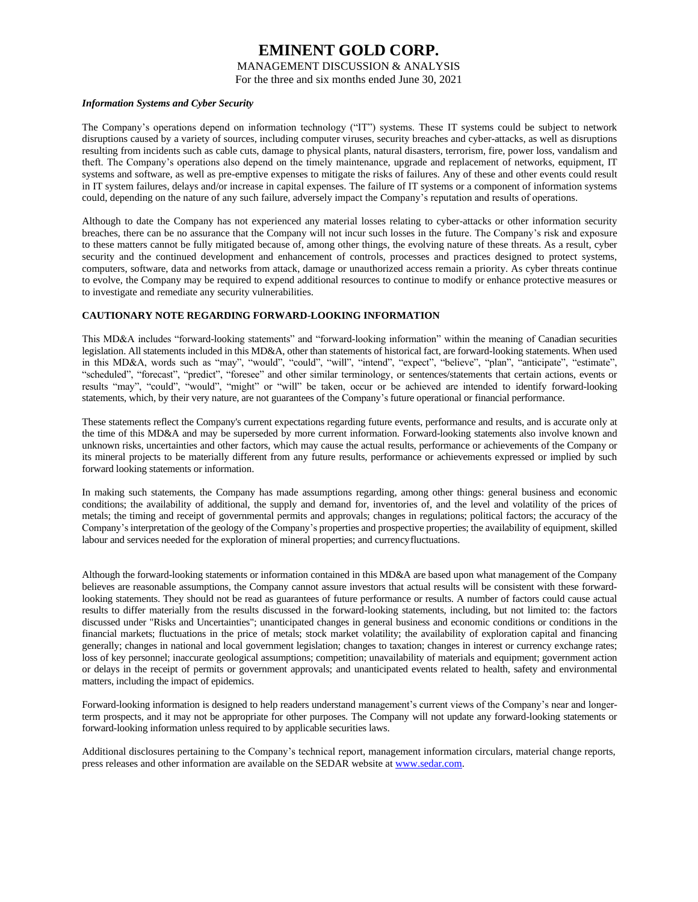#### *Information Systems and Cyber Security*

The Company's operations depend on information technology ("IT") systems. These IT systems could be subject to network disruptions caused by a variety of sources, including computer viruses, security breaches and cyber-attacks, as well as disruptions resulting from incidents such as cable cuts, damage to physical plants, natural disasters, terrorism, fire, power loss, vandalism and theft. The Company's operations also depend on the timely maintenance, upgrade and replacement of networks, equipment, IT systems and software, as well as pre-emptive expenses to mitigate the risks of failures. Any of these and other events could result in IT system failures, delays and/or increase in capital expenses. The failure of IT systems or a component of information systems could, depending on the nature of any such failure, adversely impact the Company's reputation and results of operations.

Although to date the Company has not experienced any material losses relating to cyber-attacks or other information security breaches, there can be no assurance that the Company will not incur such losses in the future. The Company's risk and exposure to these matters cannot be fully mitigated because of, among other things, the evolving nature of these threats. As a result, cyber security and the continued development and enhancement of controls, processes and practices designed to protect systems, computers, software, data and networks from attack, damage or unauthorized access remain a priority. As cyber threats continue to evolve, the Company may be required to expend additional resources to continue to modify or enhance protective measures or to investigate and remediate any security vulnerabilities.

## CAUTIONARY NOTE REGARDING FORWARD-LOOKING INFORMATION

This MD&A includes "forward-looking statements" and "forward-looking information" within the meaning of Canadian securities legislation. All statements included in this MD&A, other than statements of historical fact, are forward-looking statements. When used in this MD&A, words such as "may", "would", "could", "will", "intend", "expect", "believe", "plan", "anticipate", "estimate", "scheduled", "forecast", "predict", "foresee" and other similar terminology, or sentences/statements that certain actions, events or results "may", "could", "would", "might" or "will" be taken, occur or be achieved are intended to identify forward-looking statements, which, by their very nature, are not guarantees of the Company's future operational or financial performance.

These statements reflect the Company's current expectations regarding future events, performance and results, and is accurate only at the time of this MD&A and may be superseded by more current information. Forward-looking statements also involve known and unknown risks, uncertainties and other factors, which may cause the actual results, performance or achievements of the Company or its mineral projects to be materially different from any future results, performance or achievements expressed or implied by such forward looking statements or information.

In making such statements, the Company has made assumptions regarding, among other things: general business and economic conditions; the availability of additional, the supply and demand for, inventories of, and the level and volatility of the prices of metals; the timing and receipt of governmental permits and approvals; changes in regulations; political factors; the accuracy of the Company's interpretation of the geology of the Company's properties and prospective properties; the availability of equipment, skilled labour and services needed for the exploration of mineral properties; and currency fluctuations.

Although the forward-looking statements or information contained in this MD&A are based upon what management of the Company believes are reasonable assumptions, the Company cannot assure investors that actual results will be consistent with these forward-looking statements. They should not be read as guarantees of future performance or results. A number of factors could cause actual results to differ materially from the results discussed in the forward-looking statements, including, but not limited to: the factors discussed under "Risks and Uncertainties"; unanticipated changes in general business and economic conditions or conditions in the financial markets; fluctuations in the price of metals; stock market volatility; the availability of exploration capital and financing generally; changes in national and local government legislation; changes to taxation; changes in interest or currency exchange rates; loss of key personnel; inaccurate geological assumptions; competition; unavailability of materials and equipment; government action or delays in the receipt of permits or government approvals; and unanticipated events related to health, safety and environmental matters, including the impact of epidemics.

Forward-looking information is designed to help readers understand management's current views of the Company's near and longer-term prospects, and it may not be appropriate for other purposes. The Company will not update any forward-looking statements or forward-looking information unless required to by applicable securities laws.

Additional disclosures pertaining to the Company's technical report, management information circulars, material change reports, press releases and other information are available on the SEDAR website at [www.sedar.com](http://www.sedar.com).